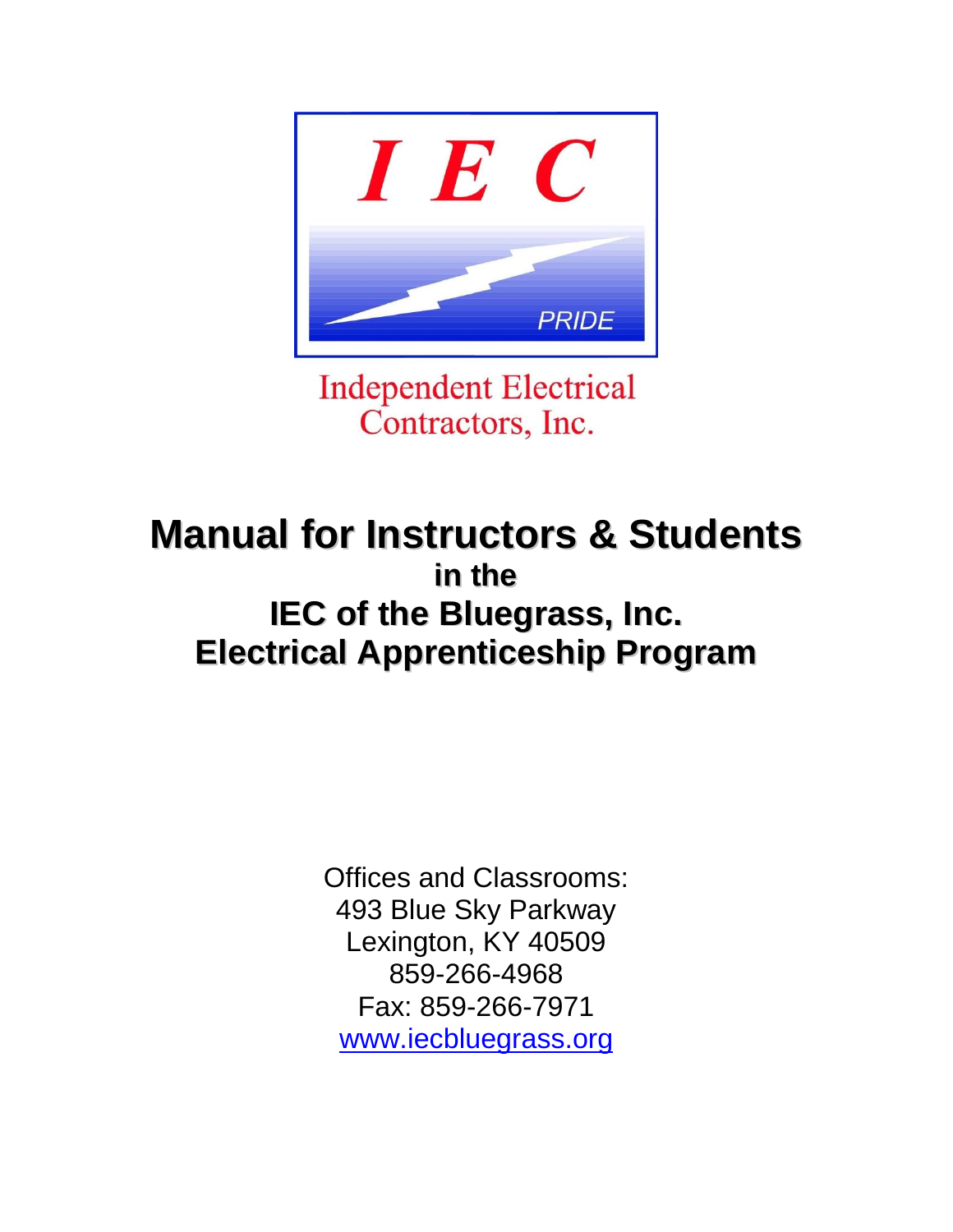I E C

PRIDE

Independent Electrical Contractors, Inc.

# Manual for Instructors & Students

## in the

## IEC of the Bluegrass, Inc. Electrical Apprenticeship Program

Offices and Classrooms:
493 Blue Sky Parkway
Lexington, KY 40509
859-266-4968
Fax: 859-266-7971
www.iecbluegrass.org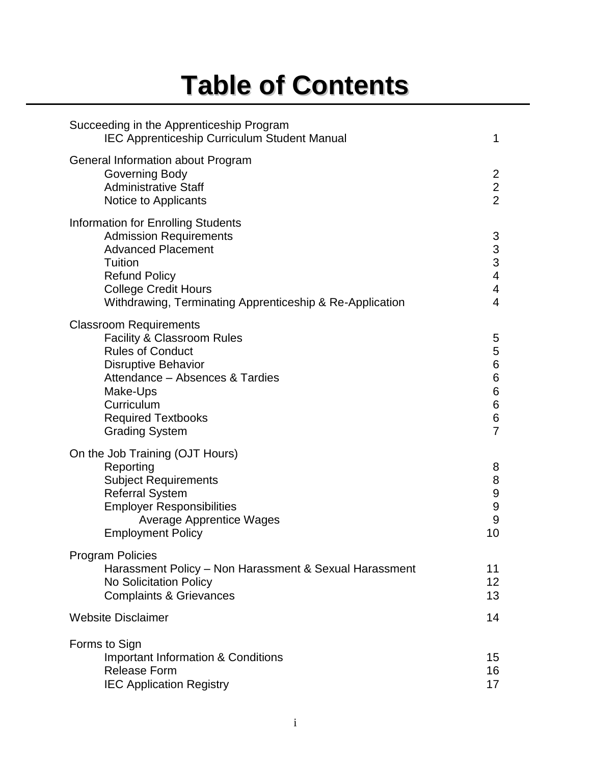# Table of Contents

| | |
|---|---|
| **Succeeding in the Apprenticeship Program** | |
| IEC Apprenticeship Curriculum Student Manual | 1 |
| **General Information about Program** | |
| Governing Body | 2 |
| Administrative Staff | 2 |
| Notice to Applicants | 2 |
| **Information for Enrolling Students** | |
| Admission Requirements | 3 |
| Advanced Placement | 3 |
| Tuition | 3 |
| Refund Policy | 4 |
| College Credit Hours | 4 |
| Withdrawing, Terminating Apprenticeship & Re-Application | 4 |
| **Classroom Requirements** | |
| Facility & Classroom Rules | 5 |
| Rules of Conduct | 5 |
| Disruptive Behavior | 6 |
| Attendance – Absences & Tardies | 6 |
| Make-Ups | 6 |
| Curriculum | 6 |
| Required Textbooks | 6 |
| Grading System | 7 |
| **On the Job Training (OJT Hours)** | |
| Reporting | 8 |
| Subject Requirements | 8 |
| Referral System | 9 |
| Employer Responsibilities | 9 |
| Average Apprentice Wages | 9 |
| Employment Policy | 10 |
| **Program Policies** | |
| Harassment Policy – Non Harassment & Sexual Harassment | 11 |
| No Solicitation Policy | 12 |
| Complaints & Grievances | 13 |
| **Website Disclaimer** | 14 |
| **Forms to Sign** | |
| Important Information & Conditions | 15 |
| Release Form | 16 |
| IEC Application Registry | 17 |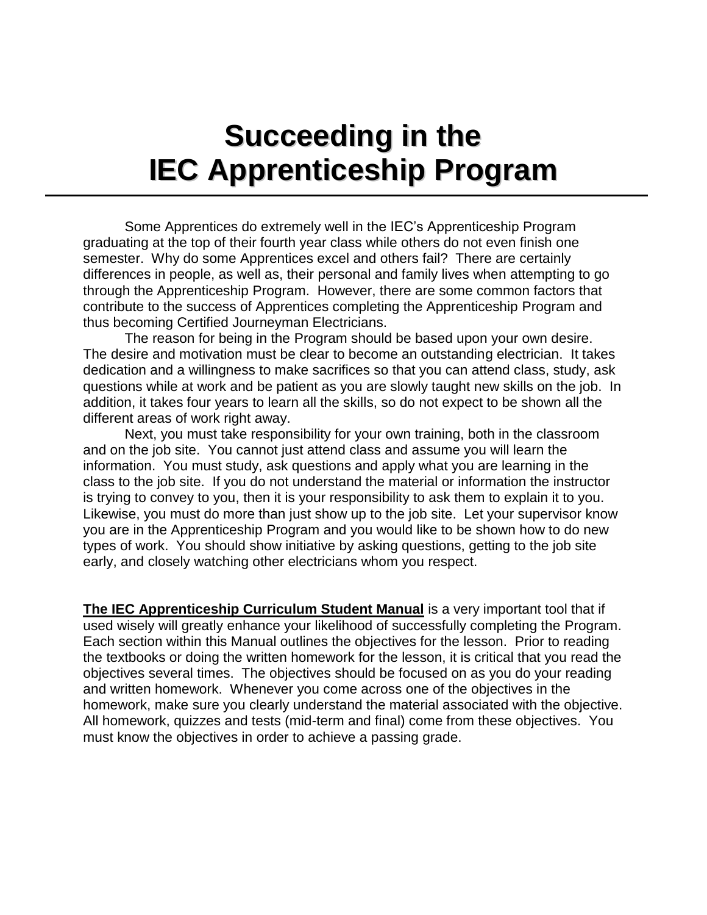# Succeeding in the IEC Apprenticeship Program

Some Apprentices do extremely well in the IEC's Apprenticeship Program graduating at the top of their fourth year class while others do not even finish one semester. Why do some Apprentices excel and others fail? There are certainly differences in people, as well as, their personal and family lives when attempting to go through the Apprenticeship Program. However, there are some common factors that contribute to the success of Apprentices completing the Apprenticeship Program and thus becoming Certified Journeyman Electricians.

The reason for being in the Program should be based upon your own desire. The desire and motivation must be clear to become an outstanding electrician. It takes dedication and a willingness to make sacrifices so that you can attend class, study, ask questions while at work and be patient as you are slowly taught new skills on the job. In addition, it takes four years to learn all the skills, so do not expect to be shown all the different areas of work right away.

Next, you must take responsibility for your own training, both in the classroom and on the job site. You cannot just attend class and assume you will learn the information. You must study, ask questions and apply what you are learning in the class to the job site. If you do not understand the material or information the instructor is trying to convey to you, then it is your responsibility to ask them to explain it to you. Likewise, you must do more than just show up to the job site. Let your supervisor know you are in the Apprenticeship Program and you would like to be shown how to do new types of work. You should show initiative by asking questions, getting to the job site early, and closely watching other electricians whom you respect.

**The IEC Apprenticeship Curriculum Student Manual** is a very important tool that if used wisely will greatly enhance your likelihood of successfully completing the Program. Each section within this Manual outlines the objectives for the lesson. Prior to reading the textbooks or doing the written homework for the lesson, it is critical that you read the objectives several times. The objectives should be focused on as you do your reading and written homework. Whenever you come across one of the objectives in the homework, make sure you clearly understand the material associated with the objective. All homework, quizzes and tests (mid-term and final) come from these objectives. You must know the objectives in order to achieve a passing grade.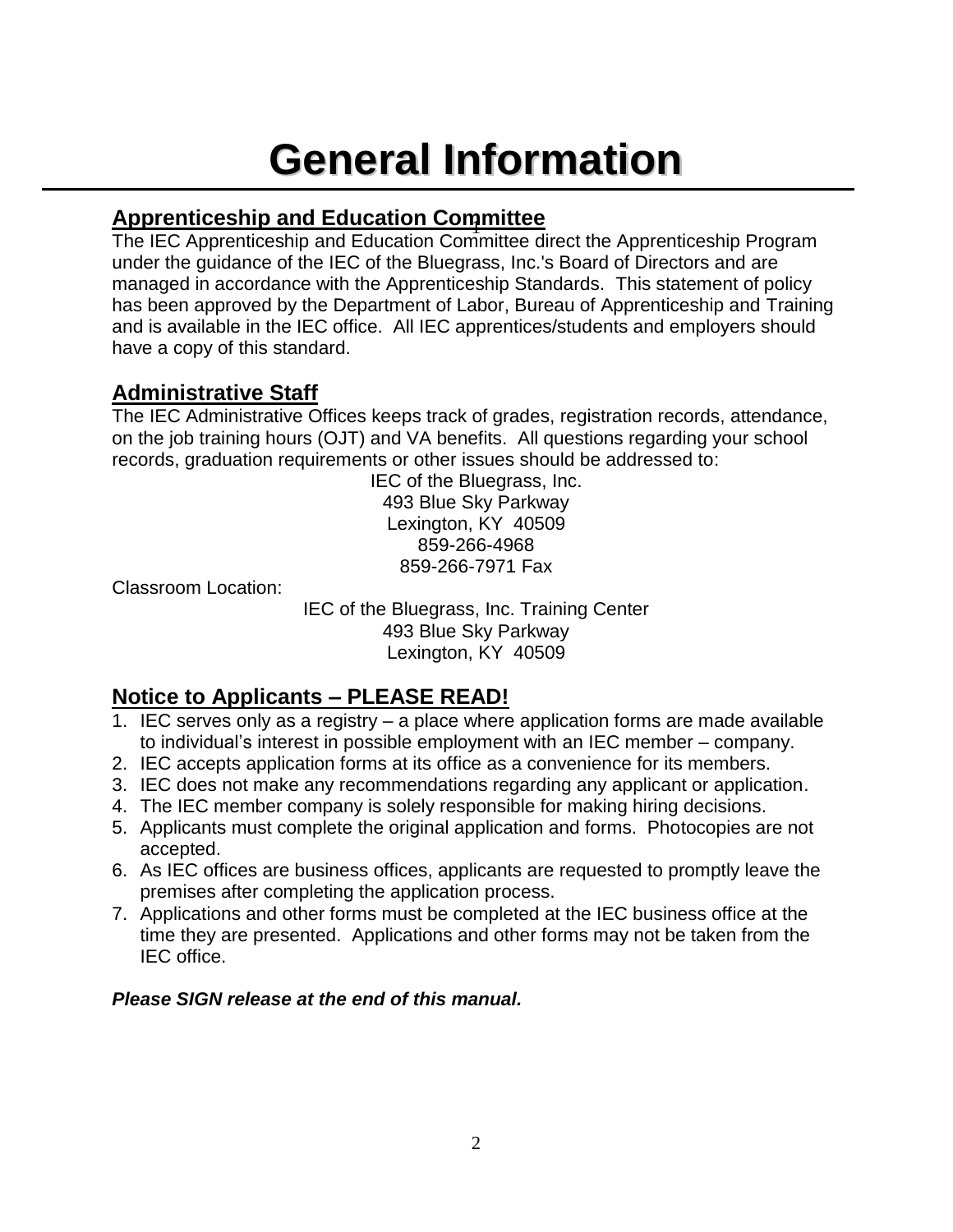# General Information

## Apprenticeship and Education Committee

The IEC Apprenticeship and Education Committee direct the Apprenticeship Program under the guidance of the IEC of the Bluegrass, Inc.'s Board of Directors and are managed in accordance with the Apprenticeship Standards. This statement of policy has been approved by the Department of Labor, Bureau of Apprenticeship and Training and is available in the IEC office. All IEC apprentices/students and employers should have a copy of this standard.

## Administrative Staff

The IEC Administrative Offices keeps track of grades, registration records, attendance, on the job training hours (OJT) and VA benefits. All questions regarding your school records, graduation requirements or other issues should be addressed to:

IEC of the Bluegrass, Inc.
493 Blue Sky Parkway
Lexington, KY 40509
859-266-4968
859-266-7971 Fax

Classroom Location:

IEC of the Bluegrass, Inc. Training Center
493 Blue Sky Parkway
Lexington, KY 40509

## Notice to Applicants – PLEASE READ!

1. IEC serves only as a registry – a place where application forms are made available to individual's interest in possible employment with an IEC member – company.
2. IEC accepts application forms at its office as a convenience for its members.
3. IEC does not make any recommendations regarding any applicant or application.
4. The IEC member company is solely responsible for making hiring decisions.
5. Applicants must complete the original application and forms. Photocopies are not accepted.
6. As IEC offices are business offices, applicants are requested to promptly leave the premises after completing the application process.
7. Applications and other forms must be completed at the IEC business office at the time they are presented. Applications and other forms may not be taken from the IEC office.

***Please SIGN release at the end of this manual.***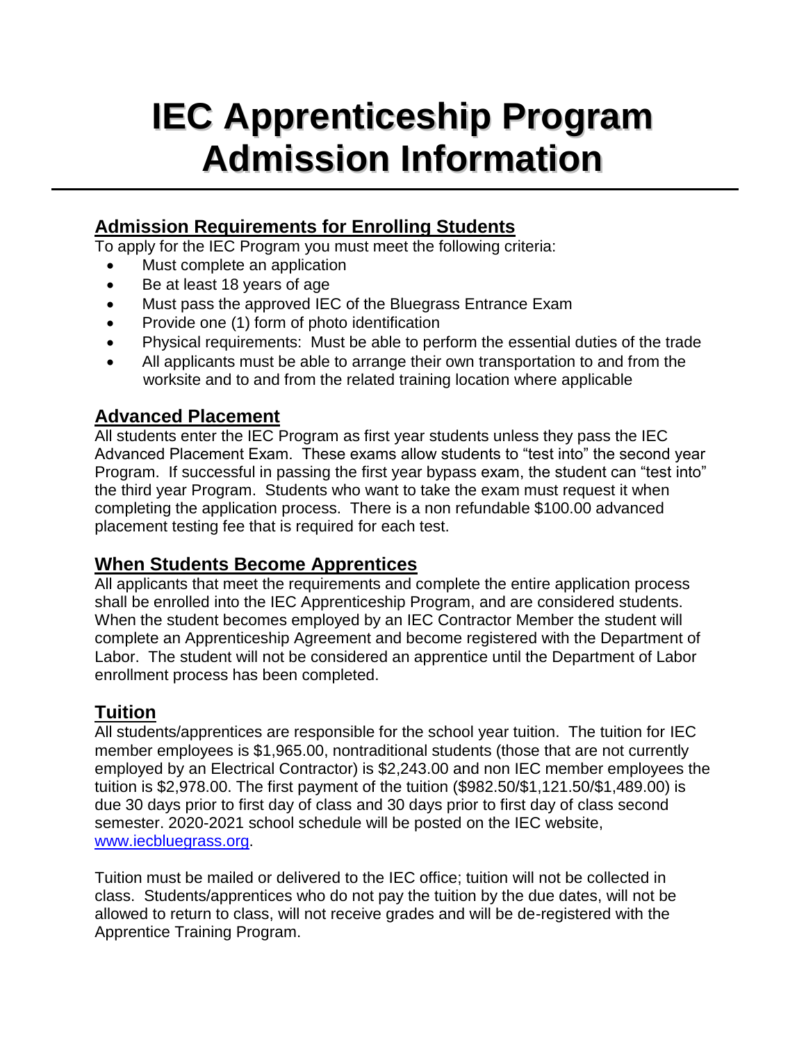# IEC Apprenticeship Program Admission Information

## Admission Requirements for Enrolling Students

To apply for the IEC Program you must meet the following criteria:

- Must complete an application
- Be at least 18 years of age
- Must pass the approved IEC of the Bluegrass Entrance Exam
- Provide one (1) form of photo identification
- Physical requirements: Must be able to perform the essential duties of the trade
- All applicants must be able to arrange their own transportation to and from the worksite and to and from the related training location where applicable

## Advanced Placement

All students enter the IEC Program as first year students unless they pass the IEC Advanced Placement Exam. These exams allow students to "test into" the second year Program. If successful in passing the first year bypass exam, the student can "test into" the third year Program. Students who want to take the exam must request it when completing the application process. There is a non refundable $100.00 advanced placement testing fee that is required for each test.

## When Students Become Apprentices

All applicants that meet the requirements and complete the entire application process shall be enrolled into the IEC Apprenticeship Program, and are considered students. When the student becomes employed by an IEC Contractor Member the student will complete an Apprenticeship Agreement and become registered with the Department of Labor. The student will not be considered an apprentice until the Department of Labor enrollment process has been completed.

## Tuition

All students/apprentices are responsible for the school year tuition. The tuition for IEC member employees is $1,965.00, nontraditional students (those that are not currently employed by an Electrical Contractor) is $2,243.00 and non IEC member employees the tuition is $2,978.00. The first payment of the tuition ($982.50/$1,121.50/$1,489.00) is due 30 days prior to first day of class and 30 days prior to first day of class second semester. 2020-2021 school schedule will be posted on the IEC website, [www.iecbluegrass.org](http://www.iecbluegrass.org).

Tuition must be mailed or delivered to the IEC office; tuition will not be collected in class. Students/apprentices who do not pay the tuition by the due dates, will not be allowed to return to class, will not receive grades and will be de-registered with the Apprentice Training Program.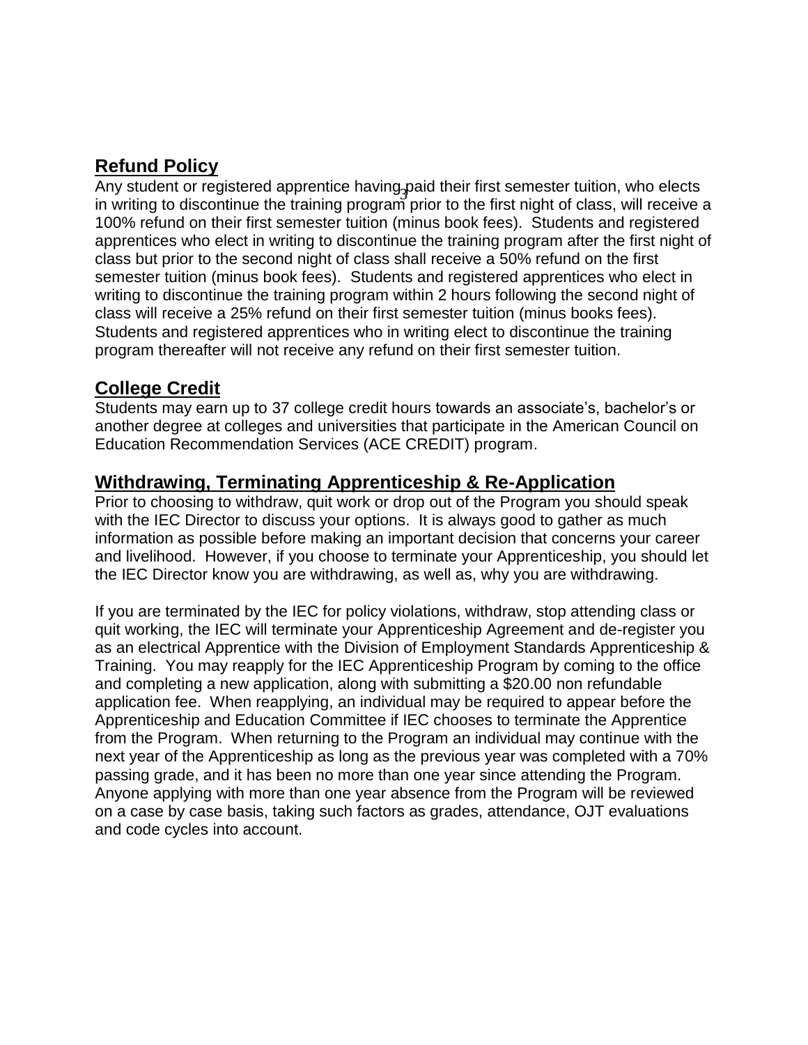## Refund Policy

Any student or registered apprentice having paid their first semester tuition, who elects in writing to discontinue the training program prior to the first night of class, will receive a 100% refund on their first semester tuition (minus book fees). Students and registered apprentices who elect in writing to discontinue the training program after the first night of class but prior to the second night of class shall receive a 50% refund on the first semester tuition (minus book fees). Students and registered apprentices who elect in writing to discontinue the training program within 2 hours following the second night of class will receive a 25% refund on their first semester tuition (minus books fees). Students and registered apprentices who in writing elect to discontinue the training program thereafter will not receive any refund on their first semester tuition.

## College Credit

Students may earn up to 37 college credit hours towards an associate's, bachelor's or another degree at colleges and universities that participate in the American Council on Education Recommendation Services (ACE CREDIT) program.

## Withdrawing, Terminating Apprenticeship & Re-Application

Prior to choosing to withdraw, quit work or drop out of the Program you should speak with the IEC Director to discuss your options. It is always good to gather as much information as possible before making an important decision that concerns your career and livelihood. However, if you choose to terminate your Apprenticeship, you should let the IEC Director know you are withdrawing, as well as, why you are withdrawing.

If you are terminated by the IEC for policy violations, withdraw, stop attending class or quit working, the IEC will terminate your Apprenticeship Agreement and de-register you as an electrical Apprentice with the Division of Employment Standards Apprenticeship & Training. You may reapply for the IEC Apprenticeship Program by coming to the office and completing a new application, along with submitting a $20.00 non refundable application fee. When reapplying, an individual may be required to appear before the Apprenticeship and Education Committee if IEC chooses to terminate the Apprentice from the Program. When returning to the Program an individual may continue with the next year of the Apprenticeship as long as the previous year was completed with a 70% passing grade, and it has been no more than one year since attending the Program. Anyone applying with more than one year absence from the Program will be reviewed on a case by case basis, taking such factors as grades, attendance, OJT evaluations and code cycles into account.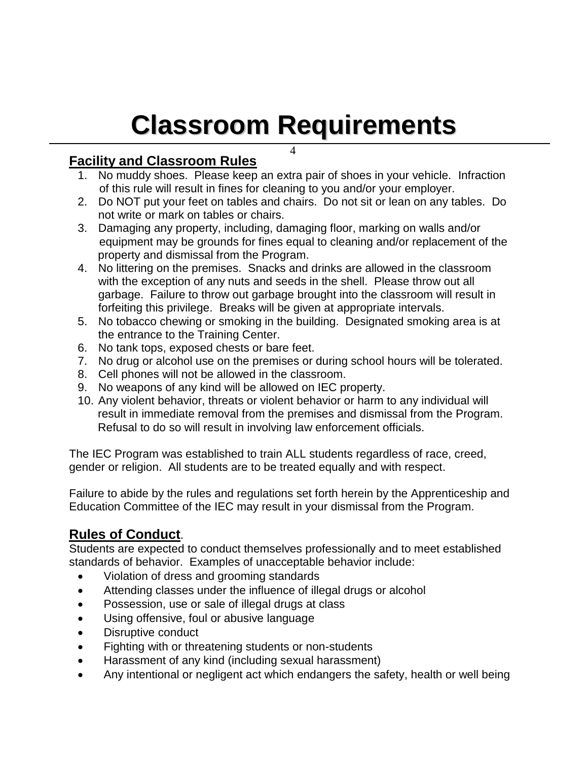# Classroom Requirements

## Facility and Classroom Rules

1. No muddy shoes. Please keep an extra pair of shoes in your vehicle. Infraction of this rule will result in fines for cleaning to you and/or your employer.
2. Do NOT put your feet on tables and chairs. Do not sit or lean on any tables. Do not write or mark on tables or chairs.
3. Damaging any property, including, damaging floor, marking on walls and/or equipment may be grounds for fines equal to cleaning and/or replacement of the property and dismissal from the Program.
4. No littering on the premises. Snacks and drinks are allowed in the classroom with the exception of any nuts and seeds in the shell. Please throw out all garbage. Failure to throw out garbage brought into the classroom will result in forfeiting this privilege. Breaks will be given at appropriate intervals.
5. No tobacco chewing or smoking in the building. Designated smoking area is at the entrance to the Training Center.
6. No tank tops, exposed chests or bare feet.
7. No drug or alcohol use on the premises or during school hours will be tolerated.
8. Cell phones will not be allowed in the classroom.
9. No weapons of any kind will be allowed on IEC property.
10. Any violent behavior, threats or violent behavior or harm to any individual will result in immediate removal from the premises and dismissal from the Program. Refusal to do so will result in involving law enforcement officials.

The IEC Program was established to train ALL students regardless of race, creed, gender or religion. All students are to be treated equally and with respect.

Failure to abide by the rules and regulations set forth herein by the Apprenticeship and Education Committee of the IEC may result in your dismissal from the Program.

## Rules of Conduct.

Students are expected to conduct themselves professionally and to meet established standards of behavior. Examples of unacceptable behavior include:

- Violation of dress and grooming standards
- Attending classes under the influence of illegal drugs or alcohol
- Possession, use or sale of illegal drugs at class
- Using offensive, foul or abusive language
- Disruptive conduct
- Fighting with or threatening students or non-students
- Harassment of any kind (including sexual harassment)
- Any intentional or negligent act which endangers the safety, health or well being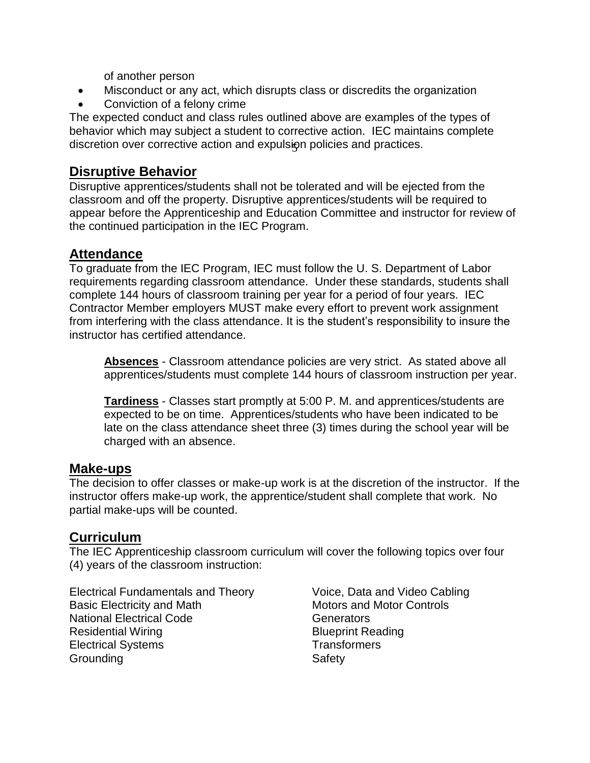of another person

- Misconduct or any act, which disrupts class or discredits the organization
- Conviction of a felony crime

The expected conduct and class rules outlined above are examples of the types of behavior which may subject a student to corrective action. IEC maintains complete discretion over corrective action and expulsion policies and practices.

## Disruptive Behavior

Disruptive apprentices/students shall not be tolerated and will be ejected from the classroom and off the property. Disruptive apprentices/students will be required to appear before the Apprenticeship and Education Committee and instructor for review of the continued participation in the IEC Program.

## Attendance

To graduate from the IEC Program, IEC must follow the U. S. Department of Labor requirements regarding classroom attendance. Under these standards, students shall complete 144 hours of classroom training per year for a period of four years. IEC Contractor Member employers MUST make every effort to prevent work assignment from interfering with the class attendance. It is the student's responsibility to insure the instructor has certified attendance.

**Absences** - Classroom attendance policies are very strict. As stated above all apprentices/students must complete 144 hours of classroom instruction per year.

**Tardiness** - Classes start promptly at 5:00 P. M. and apprentices/students are expected to be on time. Apprentices/students who have been indicated to be late on the class attendance sheet three (3) times during the school year will be charged with an absence.

## Make-ups

The decision to offer classes or make-up work is at the discretion of the instructor. If the instructor offers make-up work, the apprentice/student shall complete that work. No partial make-ups will be counted.

## Curriculum

The IEC Apprenticeship classroom curriculum will cover the following topics over four (4) years of the classroom instruction:

Electrical Fundamentals and Theory
Basic Electricity and Math
National Electrical Code
Residential Wiring
Electrical Systems
Grounding
Voice, Data and Video Cabling
Motors and Motor Controls
Generators
Blueprint Reading
Transformers
Safety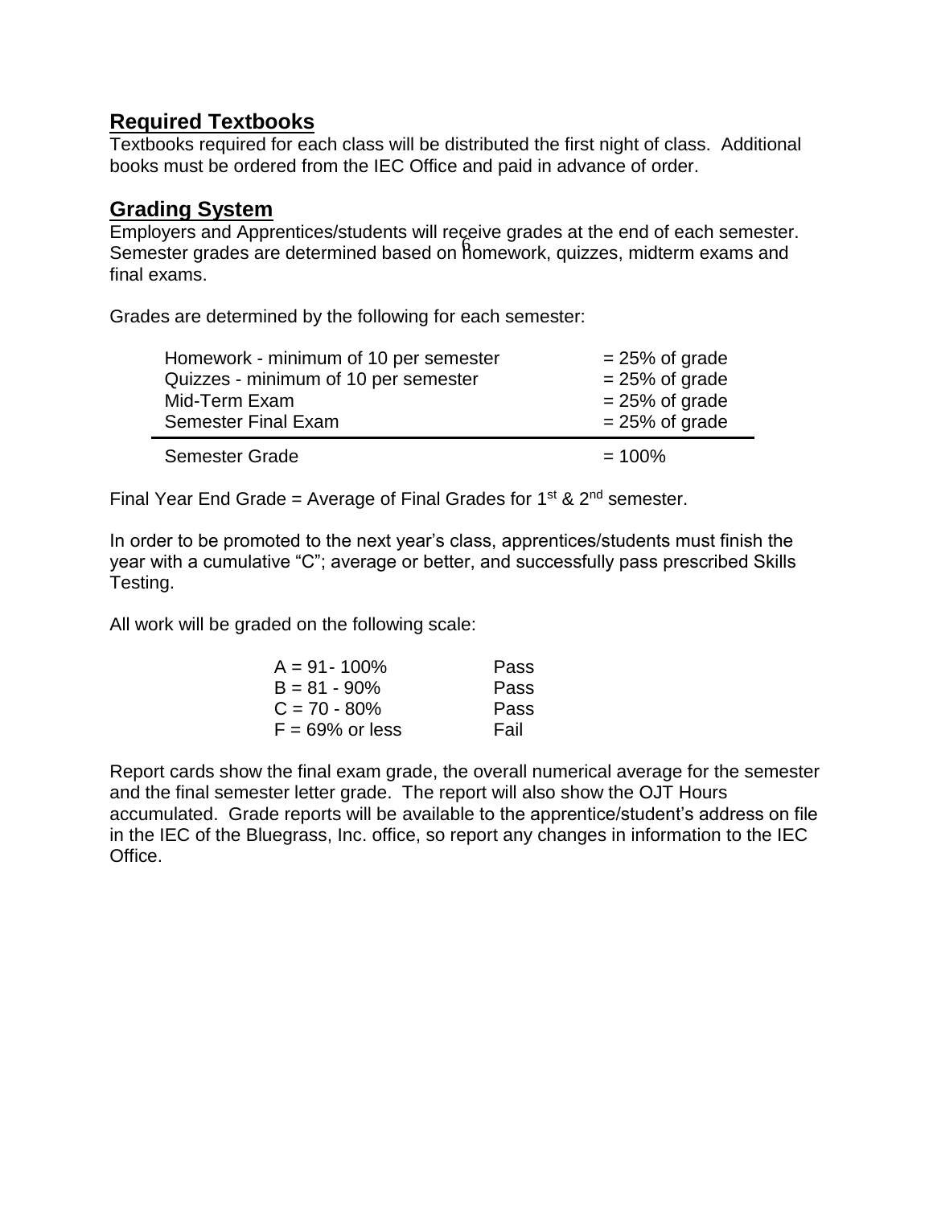## Required Textbooks

Textbooks required for each class will be distributed the first night of class. Additional books must be ordered from the IEC Office and paid in advance of order.

## Grading System

Employers and Apprentices/students will receive grades at the end of each semester. Semester grades are determined based on homework, quizzes, midterm exams and final exams.

Grades are determined by the following for each semester:

| | |
|---|---|
| Homework - minimum of 10 per semester | = 25% of grade |
| Quizzes - minimum of 10 per semester | = 25% of grade |
| Mid-Term Exam | = 25% of grade |
| Semester Final Exam | = 25% of grade |
| Semester Grade | = 100% |

Final Year End Grade = Average of Final Grades for 1st & 2nd semester.

In order to be promoted to the next year's class, apprentices/students must finish the year with a cumulative "C"; average or better, and successfully pass prescribed Skills Testing.

All work will be graded on the following scale:

| | |
|---|---|
| A = 91- 100% | Pass |
| B = 81 - 90% | Pass |
| C = 70 - 80% | Pass |
| F = 69% or less | Fail |

Report cards show the final exam grade, the overall numerical average for the semester and the final semester letter grade. The report will also show the OJT Hours accumulated. Grade reports will be available to the apprentice/student's address on file in the IEC of the Bluegrass, Inc. office, so report any changes in information to the IEC Office.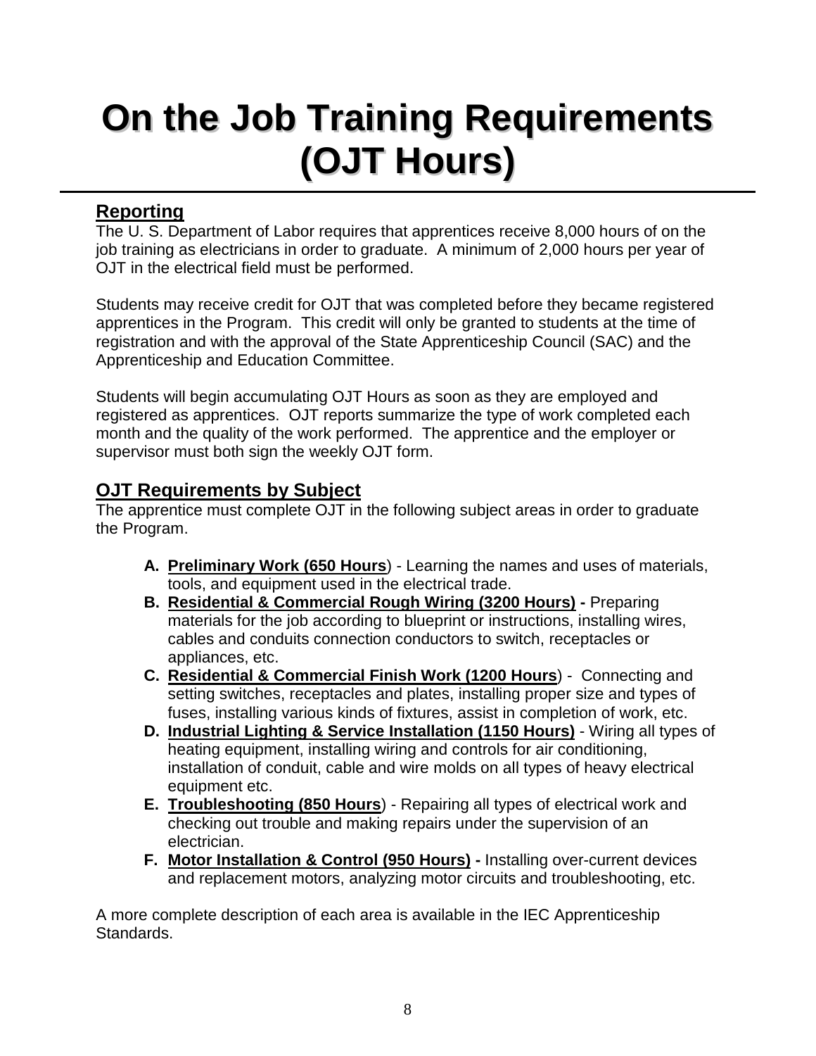# On the Job Training Requirements (OJT Hours)

## Reporting

The U. S. Department of Labor requires that apprentices receive 8,000 hours of on the job training as electricians in order to graduate. A minimum of 2,000 hours per year of OJT in the electrical field must be performed.

Students may receive credit for OJT that was completed before they became registered apprentices in the Program. This credit will only be granted to students at the time of registration and with the approval of the State Apprenticeship Council (SAC) and the Apprenticeship and Education Committee.

Students will begin accumulating OJT Hours as soon as they are employed and registered as apprentices. OJT reports summarize the type of work completed each month and the quality of the work performed. The apprentice and the employer or supervisor must both sign the weekly OJT form.

## OJT Requirements by Subject

The apprentice must complete OJT in the following subject areas in order to graduate the Program.

- **A.** **Preliminary Work (650 Hours**) - Learning the names and uses of materials, tools, and equipment used in the electrical trade.
- **B.** **Residential & Commercial Rough Wiring (3200 Hours) -** Preparing materials for the job according to blueprint or instructions, installing wires, cables and conduits connection conductors to switch, receptacles or appliances, etc.
- **C.** **Residential & Commercial Finish Work (1200 Hours**) - Connecting and setting switches, receptacles and plates, installing proper size and types of fuses, installing various kinds of fixtures, assist in completion of work, etc.
- **D.** **Industrial Lighting & Service Installation (1150 Hours)** - Wiring all types of heating equipment, installing wiring and controls for air conditioning, installation of conduit, cable and wire molds on all types of heavy electrical equipment etc.
- **E.** **Troubleshooting (850 Hours**) - Repairing all types of electrical work and checking out trouble and making repairs under the supervision of an electrician.
- **F.** **Motor Installation & Control (950 Hours) -** Installing over-current devices and replacement motors, analyzing motor circuits and troubleshooting, etc.

A more complete description of each area is available in the IEC Apprenticeship Standards.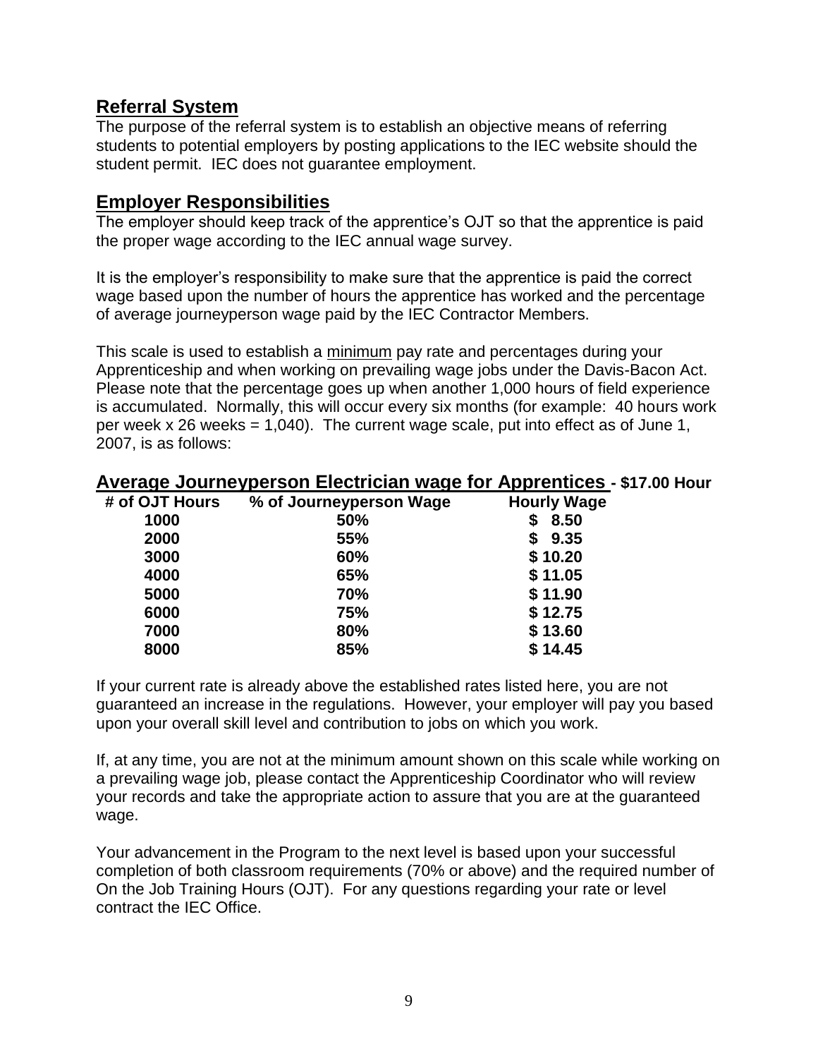## Referral System

The purpose of the referral system is to establish an objective means of referring students to potential employers by posting applications to the IEC website should the student permit. IEC does not guarantee employment.

## Employer Responsibilities

The employer should keep track of the apprentice's OJT so that the apprentice is paid the proper wage according to the IEC annual wage survey.

It is the employer's responsibility to make sure that the apprentice is paid the correct wage based upon the number of hours the apprentice has worked and the percentage of average journeyperson wage paid by the IEC Contractor Members.

This scale is used to establish a <u>minimum</u> pay rate and percentages during your Apprenticeship and when working on prevailing wage jobs under the Davis-Bacon Act. Please note that the percentage goes up when another 1,000 hours of field experience is accumulated. Normally, this will occur every six months (for example: 40 hours work per week x 26 weeks = 1,040). The current wage scale, put into effect as of June 1, 2007, is as follows:

## Average Journeyperson Electrician wage for Apprentices - $17.00 Hour

| # of OJT Hours | % of Journeyperson Wage | Hourly Wage |
|---|---|---|
| 1000 | 50% | $ 8.50 |
| 2000 | 55% | $ 9.35 |
| 3000 | 60% | $ 10.20 |
| 4000 | 65% | $ 11.05 |
| 5000 | 70% | $ 11.90 |
| 6000 | 75% | $ 12.75 |
| 7000 | 80% | $ 13.60 |
| 8000 | 85% | $ 14.45 |

If your current rate is already above the established rates listed here, you are not guaranteed an increase in the regulations. However, your employer will pay you based upon your overall skill level and contribution to jobs on which you work.

If, at any time, you are not at the minimum amount shown on this scale while working on a prevailing wage job, please contact the Apprenticeship Coordinator who will review your records and take the appropriate action to assure that you are at the guaranteed wage.

Your advancement in the Program to the next level is based upon your successful completion of both classroom requirements (70% or above) and the required number of On the Job Training Hours (OJT). For any questions regarding your rate or level contract the IEC Office.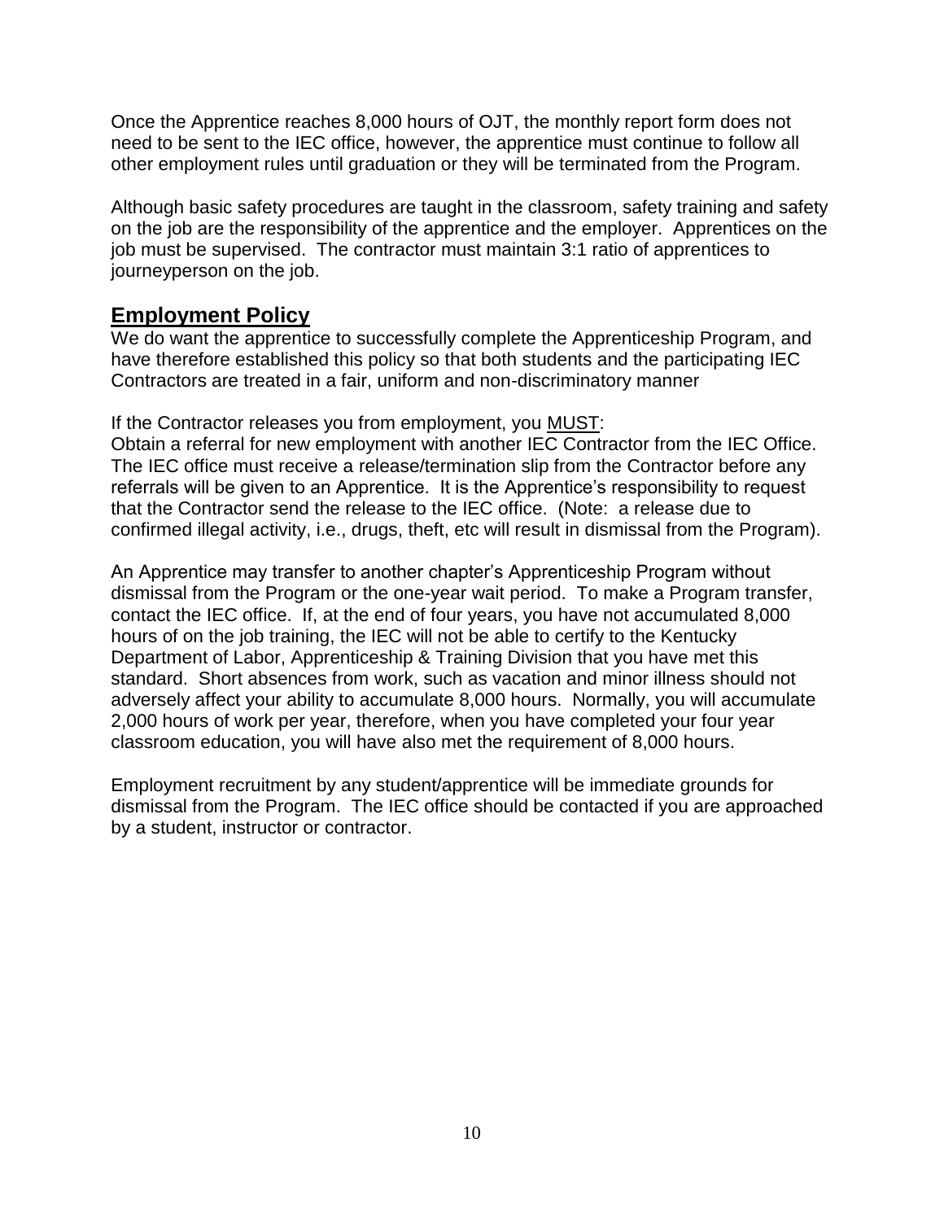Once the Apprentice reaches 8,000 hours of OJT, the monthly report form does not need to be sent to the IEC office, however, the apprentice must continue to follow all other employment rules until graduation or they will be terminated from the Program.

Although basic safety procedures are taught in the classroom, safety training and safety on the job are the responsibility of the apprentice and the employer. Apprentices on the job must be supervised. The contractor must maintain 3:1 ratio of apprentices to journeyperson on the job.

## Employment Policy

We do want the apprentice to successfully complete the Apprenticeship Program, and have therefore established this policy so that both students and the participating IEC Contractors are treated in a fair, uniform and non-discriminatory manner

If the Contractor releases you from employment, you MUST:
Obtain a referral for new employment with another IEC Contractor from the IEC Office. The IEC office must receive a release/termination slip from the Contractor before any referrals will be given to an Apprentice. It is the Apprentice's responsibility to request that the Contractor send the release to the IEC office. (Note: a release due to confirmed illegal activity, i.e., drugs, theft, etc will result in dismissal from the Program).

An Apprentice may transfer to another chapter's Apprenticeship Program without dismissal from the Program or the one-year wait period. To make a Program transfer, contact the IEC office. If, at the end of four years, you have not accumulated 8,000 hours of on the job training, the IEC will not be able to certify to the Kentucky Department of Labor, Apprenticeship & Training Division that you have met this standard. Short absences from work, such as vacation and minor illness should not adversely affect your ability to accumulate 8,000 hours. Normally, you will accumulate 2,000 hours of work per year, therefore, when you have completed your four year classroom education, you will have also met the requirement of 8,000 hours.

Employment recruitment by any student/apprentice will be immediate grounds for dismissal from the Program. The IEC office should be contacted if you are approached by a student, instructor or contractor.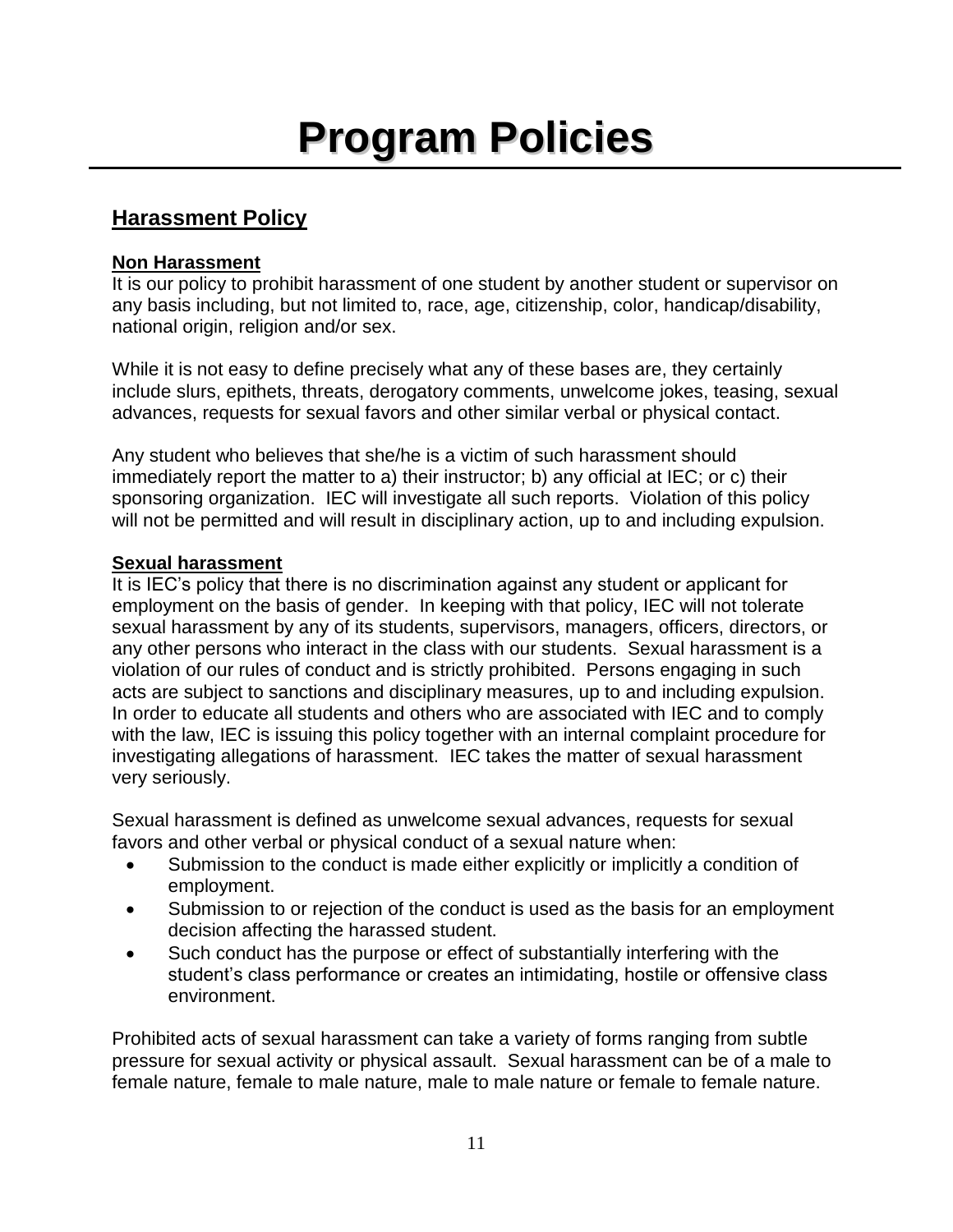# Program Policies

## Harassment Policy

### Non Harassment

It is our policy to prohibit harassment of one student by another student or supervisor on any basis including, but not limited to, race, age, citizenship, color, handicap/disability, national origin, religion and/or sex.

While it is not easy to define precisely what any of these bases are, they certainly include slurs, epithets, threats, derogatory comments, unwelcome jokes, teasing, sexual advances, requests for sexual favors and other similar verbal or physical contact.

Any student who believes that she/he is a victim of such harassment should immediately report the matter to a) their instructor; b) any official at IEC; or c) their sponsoring organization. IEC will investigate all such reports. Violation of this policy will not be permitted and will result in disciplinary action, up to and including expulsion.

### Sexual harassment

It is IEC's policy that there is no discrimination against any student or applicant for employment on the basis of gender. In keeping with that policy, IEC will not tolerate sexual harassment by any of its students, supervisors, managers, officers, directors, or any other persons who interact in the class with our students. Sexual harassment is a violation of our rules of conduct and is strictly prohibited. Persons engaging in such acts are subject to sanctions and disciplinary measures, up to and including expulsion. In order to educate all students and others who are associated with IEC and to comply with the law, IEC is issuing this policy together with an internal complaint procedure for investigating allegations of harassment. IEC takes the matter of sexual harassment very seriously.

Sexual harassment is defined as unwelcome sexual advances, requests for sexual favors and other verbal or physical conduct of a sexual nature when:

- Submission to the conduct is made either explicitly or implicitly a condition of employment.
- Submission to or rejection of the conduct is used as the basis for an employment decision affecting the harassed student.
- Such conduct has the purpose or effect of substantially interfering with the student's class performance or creates an intimidating, hostile or offensive class environment.

Prohibited acts of sexual harassment can take a variety of forms ranging from subtle pressure for sexual activity or physical assault. Sexual harassment can be of a male to female nature, female to male nature, male to male nature or female to female nature.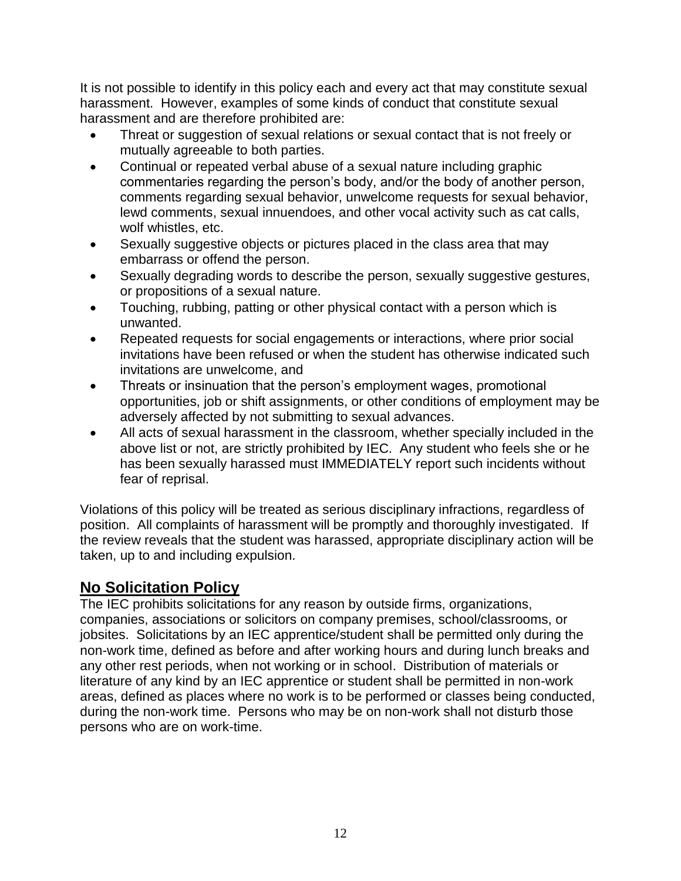It is not possible to identify in this policy each and every act that may constitute sexual harassment. However, examples of some kinds of conduct that constitute sexual harassment and are therefore prohibited are:

- Threat or suggestion of sexual relations or sexual contact that is not freely or mutually agreeable to both parties.
- Continual or repeated verbal abuse of a sexual nature including graphic commentaries regarding the person's body, and/or the body of another person, comments regarding sexual behavior, unwelcome requests for sexual behavior, lewd comments, sexual innuendoes, and other vocal activity such as cat calls, wolf whistles, etc.
- Sexually suggestive objects or pictures placed in the class area that may embarrass or offend the person.
- Sexually degrading words to describe the person, sexually suggestive gestures, or propositions of a sexual nature.
- Touching, rubbing, patting or other physical contact with a person which is unwanted.
- Repeated requests for social engagements or interactions, where prior social invitations have been refused or when the student has otherwise indicated such invitations are unwelcome, and
- Threats or insinuation that the person's employment wages, promotional opportunities, job or shift assignments, or other conditions of employment may be adversely affected by not submitting to sexual advances.
- All acts of sexual harassment in the classroom, whether specially included in the above list or not, are strictly prohibited by IEC. Any student who feels she or he has been sexually harassed must IMMEDIATELY report such incidents without fear of reprisal.

Violations of this policy will be treated as serious disciplinary infractions, regardless of position. All complaints of harassment will be promptly and thoroughly investigated. If the review reveals that the student was harassed, appropriate disciplinary action will be taken, up to and including expulsion.

## No Solicitation Policy

The IEC prohibits solicitations for any reason by outside firms, organizations, companies, associations or solicitors on company premises, school/classrooms, or jobsites. Solicitations by an IEC apprentice/student shall be permitted only during the non-work time, defined as before and after working hours and during lunch breaks and any other rest periods, when not working or in school. Distribution of materials or literature of any kind by an IEC apprentice or student shall be permitted in non-work areas, defined as places where no work is to be performed or classes being conducted, during the non-work time. Persons who may be on non-work shall not disturb those persons who are on work-time.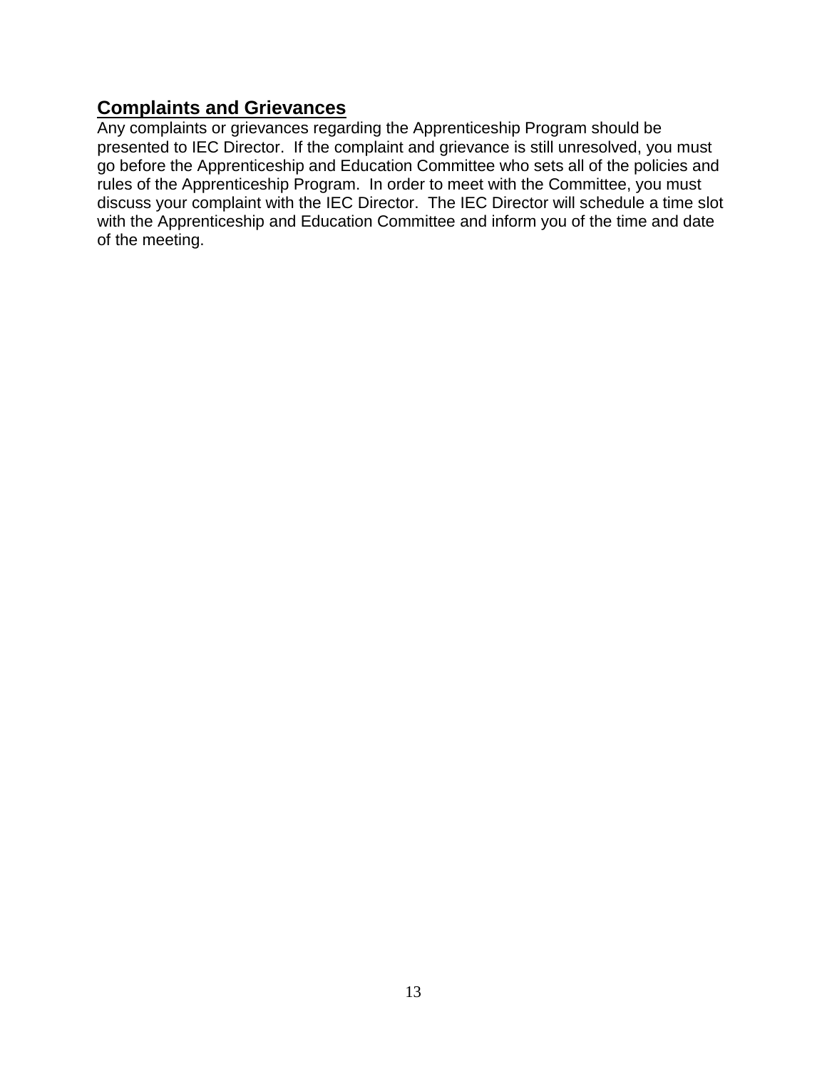## Complaints and Grievances

Any complaints or grievances regarding the Apprenticeship Program should be presented to IEC Director. If the complaint and grievance is still unresolved, you must go before the Apprenticeship and Education Committee who sets all of the policies and rules of the Apprenticeship Program. In order to meet with the Committee, you must discuss your complaint with the IEC Director. The IEC Director will schedule a time slot with the Apprenticeship and Education Committee and inform you of the time and date of the meeting.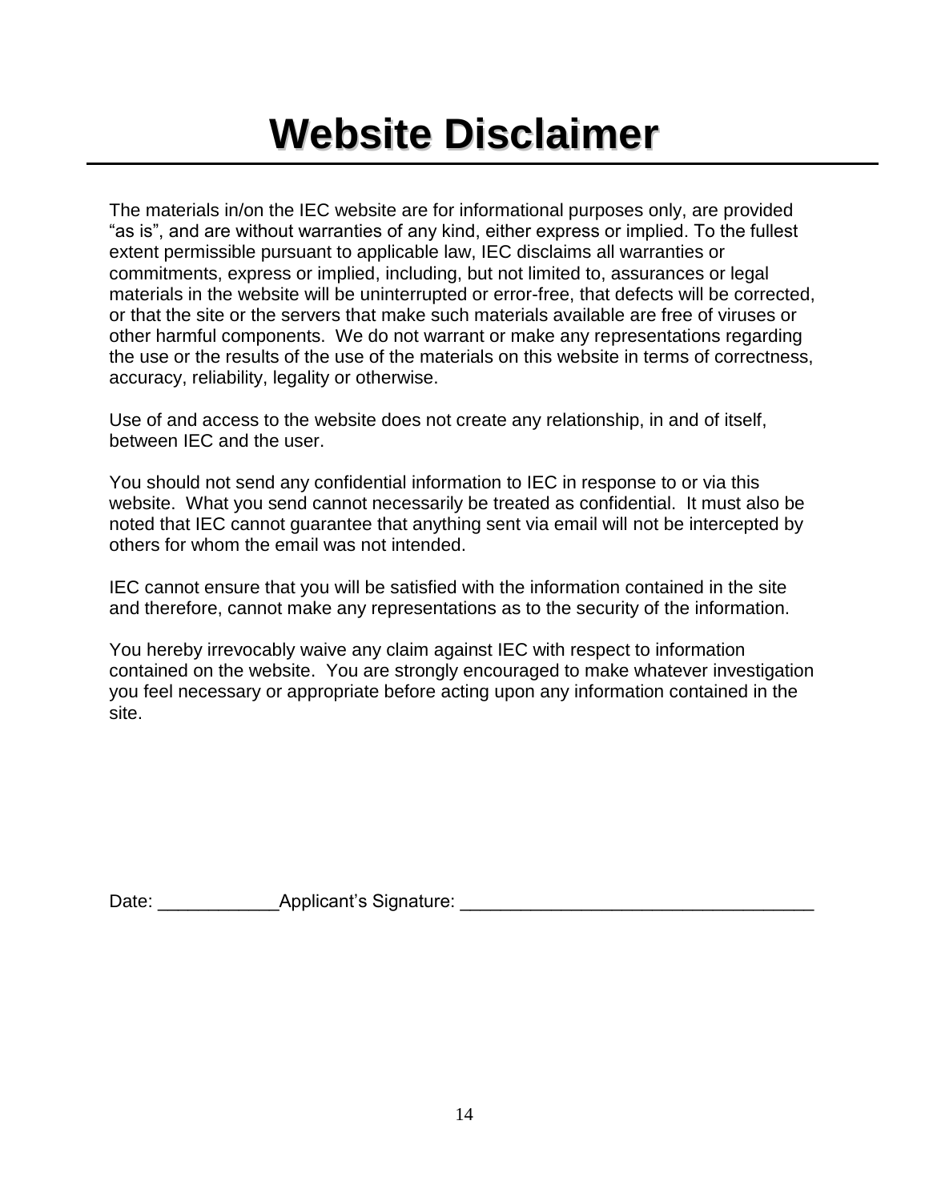# Website Disclaimer

The materials in/on the IEC website are for informational purposes only, are provided "as is", and are without warranties of any kind, either express or implied. To the fullest extent permissible pursuant to applicable law, IEC disclaims all warranties or commitments, express or implied, including, but not limited to, assurances or legal materials in the website will be uninterrupted or error-free, that defects will be corrected, or that the site or the servers that make such materials available are free of viruses or other harmful components. We do not warrant or make any representations regarding the use or the results of the use of the materials on this website in terms of correctness, accuracy, reliability, legality or otherwise.

Use of and access to the website does not create any relationship, in and of itself, between IEC and the user.

You should not send any confidential information to IEC in response to or via this website. What you send cannot necessarily be treated as confidential. It must also be noted that IEC cannot guarantee that anything sent via email will not be intercepted by others for whom the email was not intended.

IEC cannot ensure that you will be satisfied with the information contained in the site and therefore, cannot make any representations as to the security of the information.

You hereby irrevocably waive any claim against IEC with respect to information contained on the website. You are strongly encouraged to make whatever investigation you feel necessary or appropriate before acting upon any information contained in the site.

Date: ____________Applicant's Signature: ___________________________________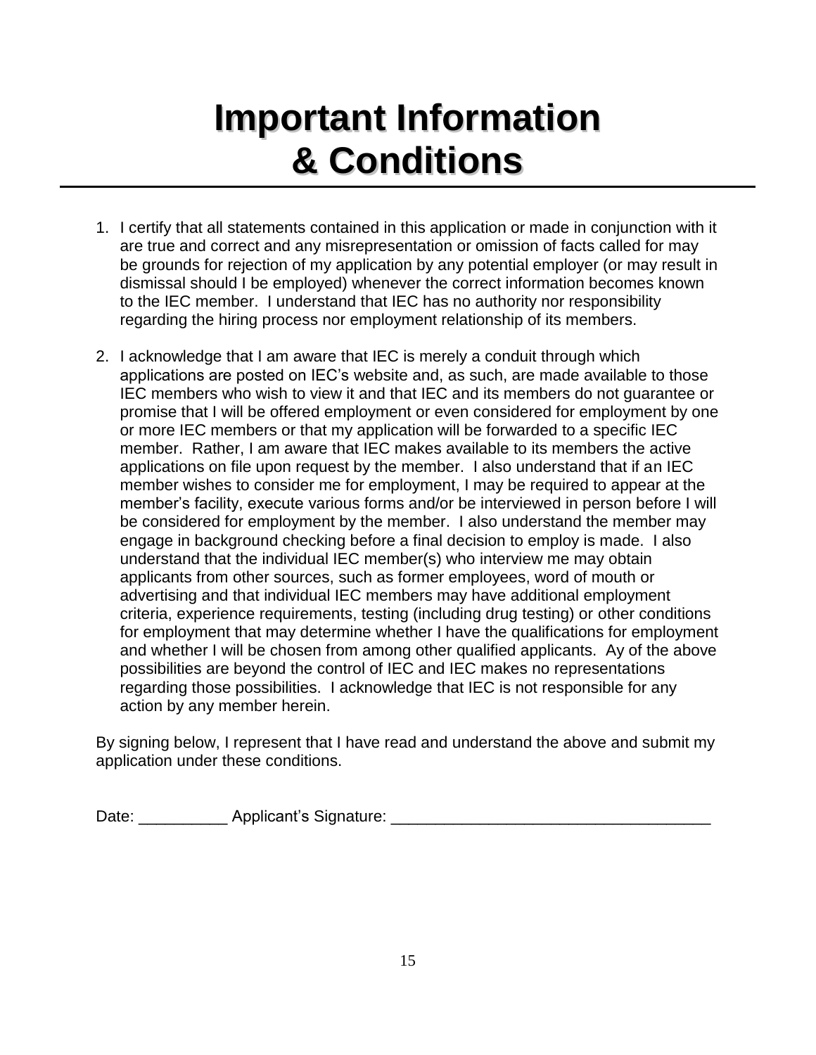# Important Information & Conditions

1. I certify that all statements contained in this application or made in conjunction with it are true and correct and any misrepresentation or omission of facts called for may be grounds for rejection of my application by any potential employer (or may result in dismissal should I be employed) whenever the correct information becomes known to the IEC member. I understand that IEC has no authority nor responsibility regarding the hiring process nor employment relationship of its members.

2. I acknowledge that I am aware that IEC is merely a conduit through which applications are posted on IEC's website and, as such, are made available to those IEC members who wish to view it and that IEC and its members do not guarantee or promise that I will be offered employment or even considered for employment by one or more IEC members or that my application will be forwarded to a specific IEC member. Rather, I am aware that IEC makes available to its members the active applications on file upon request by the member. I also understand that if an IEC member wishes to consider me for employment, I may be required to appear at the member's facility, execute various forms and/or be interviewed in person before I will be considered for employment by the member. I also understand the member may engage in background checking before a final decision to employ is made. I also understand that the individual IEC member(s) who interview me may obtain applicants from other sources, such as former employees, word of mouth or advertising and that individual IEC members may have additional employment criteria, experience requirements, testing (including drug testing) or other conditions for employment that may determine whether I have the qualifications for employment and whether I will be chosen from among other qualified applicants. Ay of the above possibilities are beyond the control of IEC and IEC makes no representations regarding those possibilities. I acknowledge that IEC is not responsible for any action by any member herein.

By signing below, I represent that I have read and understand the above and submit my application under these conditions.

Date: __________ Applicant's Signature: ___________________________________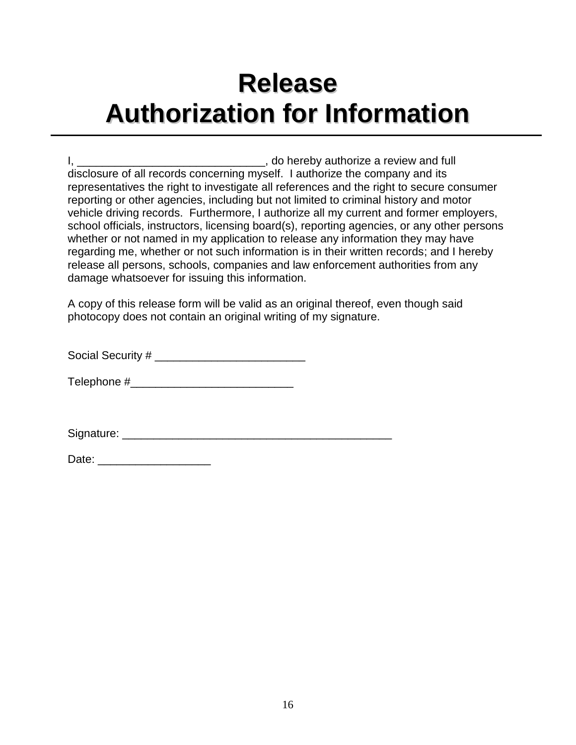# Release
# Authorization for Information

I, ______________________________, do hereby authorize a review and full disclosure of all records concerning myself. I authorize the company and its representatives the right to investigate all references and the right to secure consumer reporting or other agencies, including but not limited to criminal history and motor vehicle driving records. Furthermore, I authorize all my current and former employers, school officials, instructors, licensing board(s), reporting agencies, or any other persons whether or not named in my application to release any information they may have regarding me, whether or not such information is in their written records; and I hereby release all persons, schools, companies and law enforcement authorities from any damage whatsoever for issuing this information.

A copy of this release form will be valid as an original thereof, even though said photocopy does not contain an original writing of my signature.

Social Security # ________________________

Telephone #__________________________

Signature: ___________________________________________

Date: __________________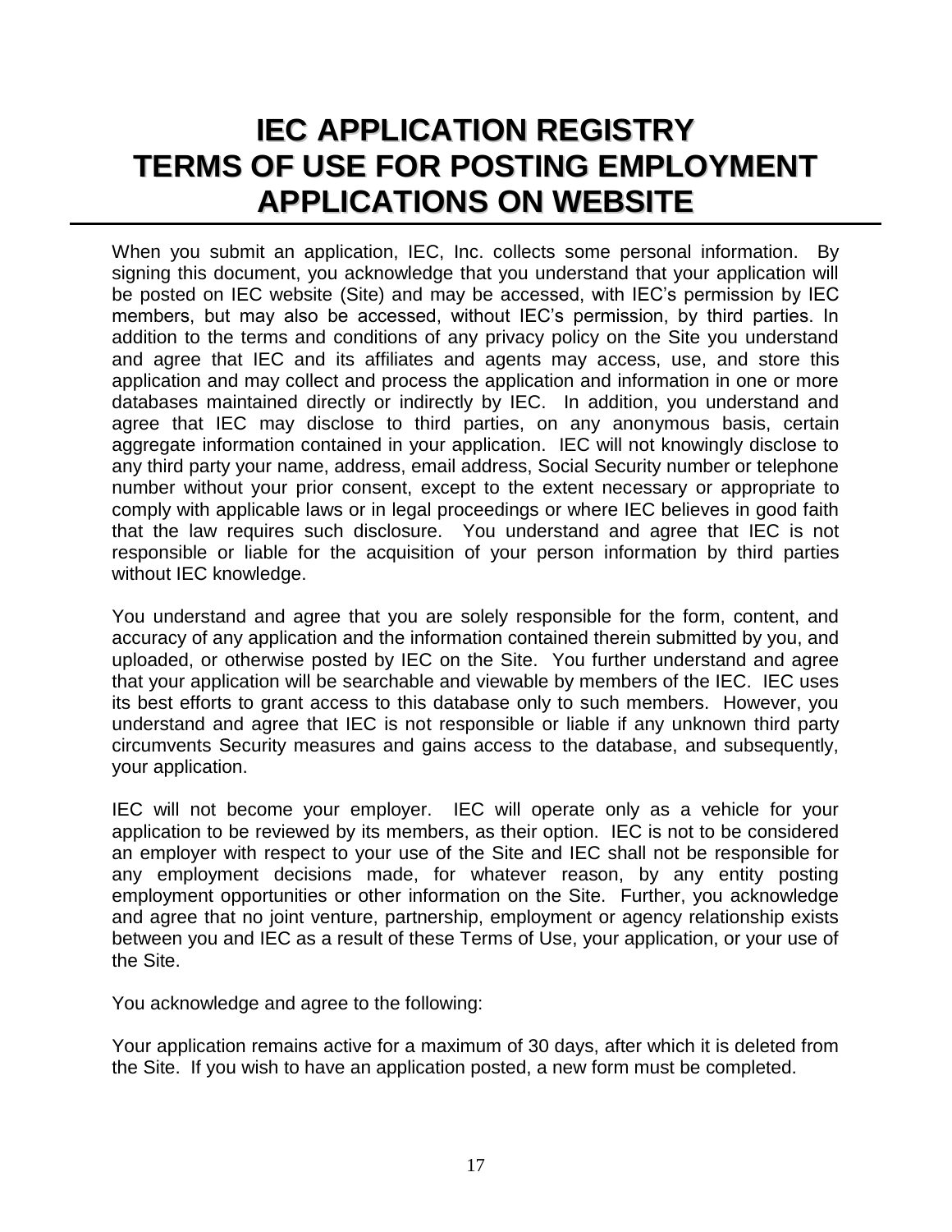# IEC APPLICATION REGISTRY TERMS OF USE FOR POSTING EMPLOYMENT APPLICATIONS ON WEBSITE

When you submit an application, IEC, Inc. collects some personal information. By signing this document, you acknowledge that you understand that your application will be posted on IEC website (Site) and may be accessed, with IEC's permission by IEC members, but may also be accessed, without IEC's permission, by third parties. In addition to the terms and conditions of any privacy policy on the Site you understand and agree that IEC and its affiliates and agents may access, use, and store this application and may collect and process the application and information in one or more databases maintained directly or indirectly by IEC. In addition, you understand and agree that IEC may disclose to third parties, on any anonymous basis, certain aggregate information contained in your application. IEC will not knowingly disclose to any third party your name, address, email address, Social Security number or telephone number without your prior consent, except to the extent necessary or appropriate to comply with applicable laws or in legal proceedings or where IEC believes in good faith that the law requires such disclosure. You understand and agree that IEC is not responsible or liable for the acquisition of your person information by third parties without IEC knowledge.

You understand and agree that you are solely responsible for the form, content, and accuracy of any application and the information contained therein submitted by you, and uploaded, or otherwise posted by IEC on the Site. You further understand and agree that your application will be searchable and viewable by members of the IEC. IEC uses its best efforts to grant access to this database only to such members. However, you understand and agree that IEC is not responsible or liable if any unknown third party circumvents Security measures and gains access to the database, and subsequently, your application.

IEC will not become your employer. IEC will operate only as a vehicle for your application to be reviewed by its members, as their option. IEC is not to be considered an employer with respect to your use of the Site and IEC shall not be responsible for any employment decisions made, for whatever reason, by any entity posting employment opportunities or other information on the Site. Further, you acknowledge and agree that no joint venture, partnership, employment or agency relationship exists between you and IEC as a result of these Terms of Use, your application, or your use of the Site.

You acknowledge and agree to the following:

Your application remains active for a maximum of 30 days, after which it is deleted from the Site. If you wish to have an application posted, a new form must be completed.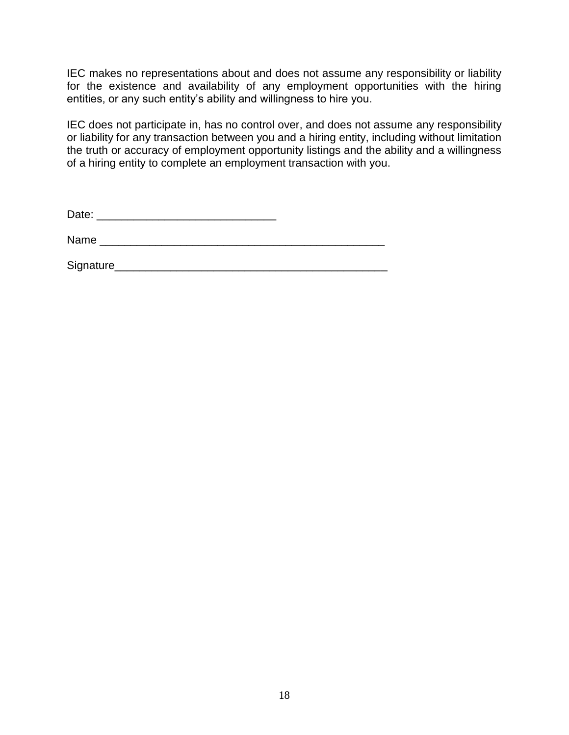IEC makes no representations about and does not assume any responsibility or liability for the existence and availability of any employment opportunities with the hiring entities, or any such entity's ability and willingness to hire you.

IEC does not participate in, has no control over, and does not assume any responsibility or liability for any transaction between you and a hiring entity, including without limitation the truth or accuracy of employment opportunity listings and the ability and a willingness of a hiring entity to complete an employment transaction with you.

Date: _____________________________

Name _______________________________________________

Signature____________________________________________